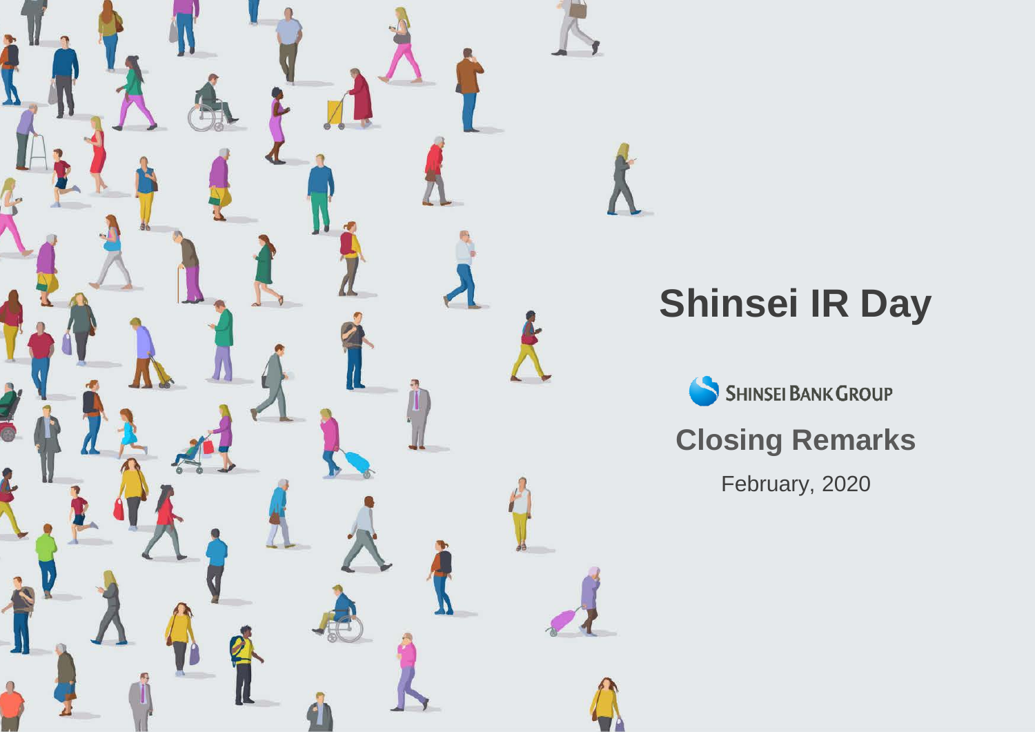# Shinsei IR Day

SHINSEI BANK GROUP

## Closing Remarks

February, 2020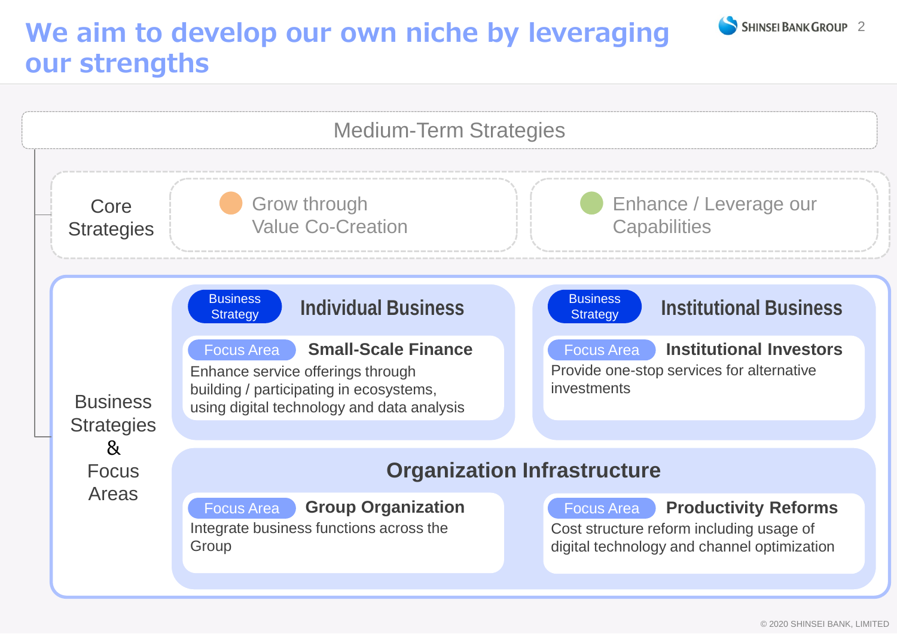# We aim to develop our own niche by leveraging our strengths

## Medium-Term Strategies

### Core Strategies

- Grow through Value Co-Creation
- Enhance / Leverage our Capabilities

### Business Strategies & Focus Areas

#### Business Strategy: Individual Business

**Focus Area: Small-Scale Finance**

Enhance service offerings through building / participating in ecosystems, using digital technology and data analysis

#### Business Strategy: Institutional Business

**Focus Area: Institutional Investors**

Provide one-stop services for alternative investments

#### Organization Infrastructure

**Focus Area: Group Organization**

Integrate business functions across the Group

**Focus Area: Productivity Reforms**

Cost structure reform including usage of digital technology and channel optimization

© 2020 SHINSEI BANK, LIMITED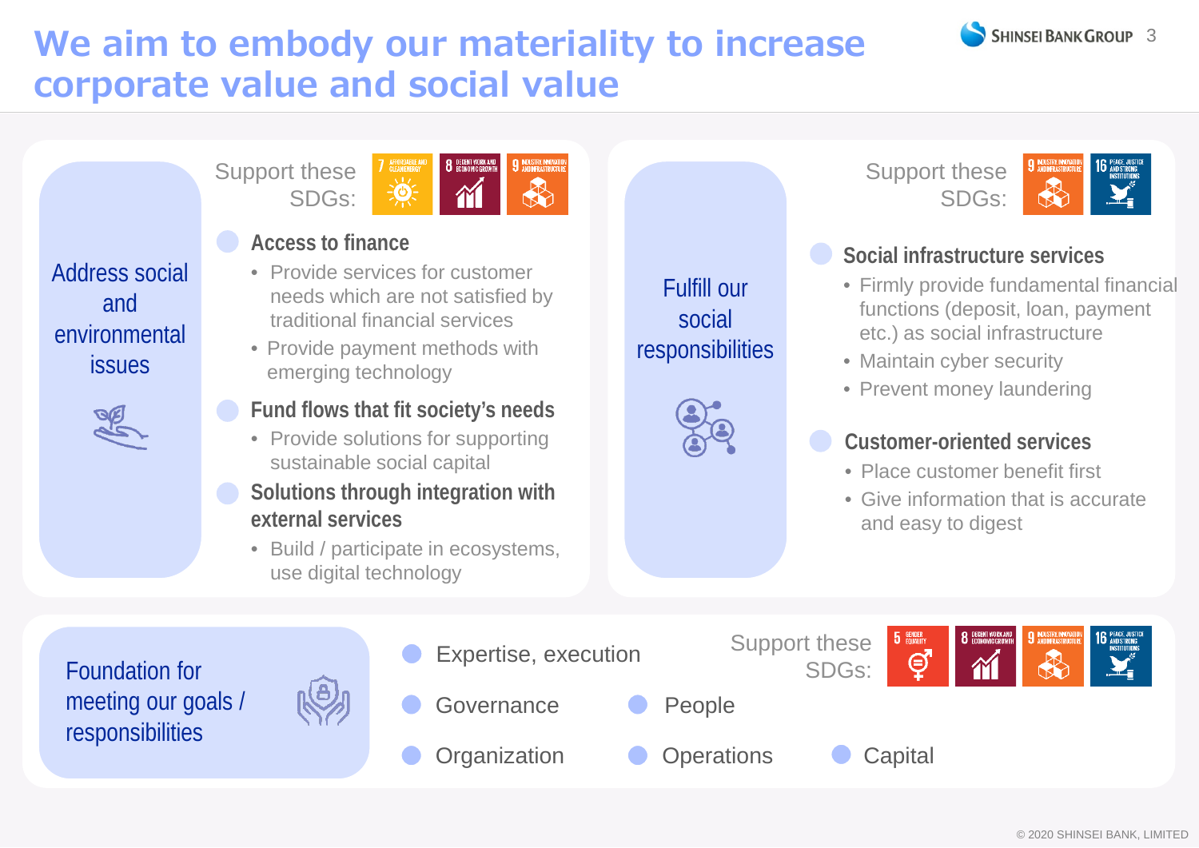# We aim to embody our materiality to increase corporate value and social value

## Address social and environmental issues

Support these SDGs: 7 Affordable and Clean Energy, 8 Decent Work and Economic Growth, 9 Industry, Innovation and Infrastructure

### Access to finance

- Provide services for customer needs which are not satisfied by traditional financial services
- Provide payment methods with emerging technology

### Fund flows that fit society's needs

- Provide solutions for supporting sustainable social capital

### Solutions through integration with external services

- Build / participate in ecosystems, use digital technology

## Fulfill our social responsibilities

Support these SDGs: 9 Industry, Innovation and Infrastructure, 16 Peace, Justice and Strong Institutions

### Social infrastructure services

- Firmly provide fundamental financial functions (deposit, loan, payment etc.) as social infrastructure
- Maintain cyber security
- Prevent money laundering

### Customer-oriented services

- Place customer benefit first
- Give information that is accurate and easy to digest

## Foundation for meeting our goals / responsibilities

Support these SDGs: 5 Gender Equality, 8 Decent Work and Economic Growth, 9 Industry, Innovation and Infrastructure, 16 Peace, Justice and Strong Institutions

- Expertise, execution
- Governance
- People
- Organization
- Operations
- Capital

© 2020 SHINSEI BANK, LIMITED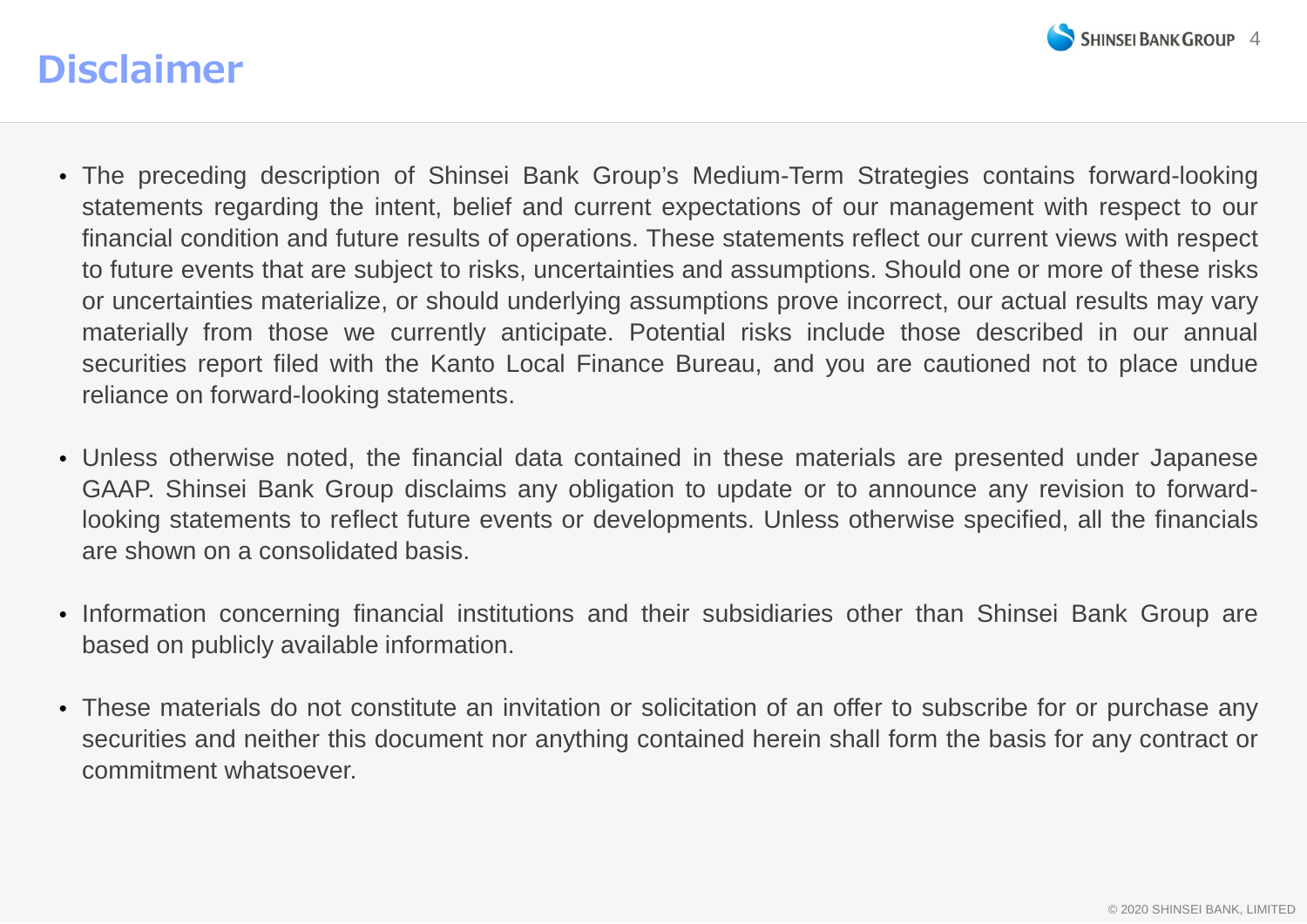# Disclaimer

- The preceding description of Shinsei Bank Group's Medium-Term Strategies contains forward-looking statements regarding the intent, belief and current expectations of our management with respect to our financial condition and future results of operations. These statements reflect our current views with respect to future events that are subject to risks, uncertainties and assumptions. Should one or more of these risks or uncertainties materialize, or should underlying assumptions prove incorrect, our actual results may vary materially from those we currently anticipate. Potential risks include those described in our annual securities report filed with the Kanto Local Finance Bureau, and you are cautioned not to place undue reliance on forward-looking statements.

- Unless otherwise noted, the financial data contained in these materials are presented under Japanese GAAP. Shinsei Bank Group disclaims any obligation to update or to announce any revision to forward-looking statements to reflect future events or developments. Unless otherwise specified, all the financials are shown on a consolidated basis.

- Information concerning financial institutions and their subsidiaries other than Shinsei Bank Group are based on publicly available information.

- These materials do not constitute an invitation or solicitation of an offer to subscribe for or purchase any securities and neither this document nor anything contained herein shall form the basis for any contract or commitment whatsoever.

© 2020 SHINSEI BANK, LIMITED